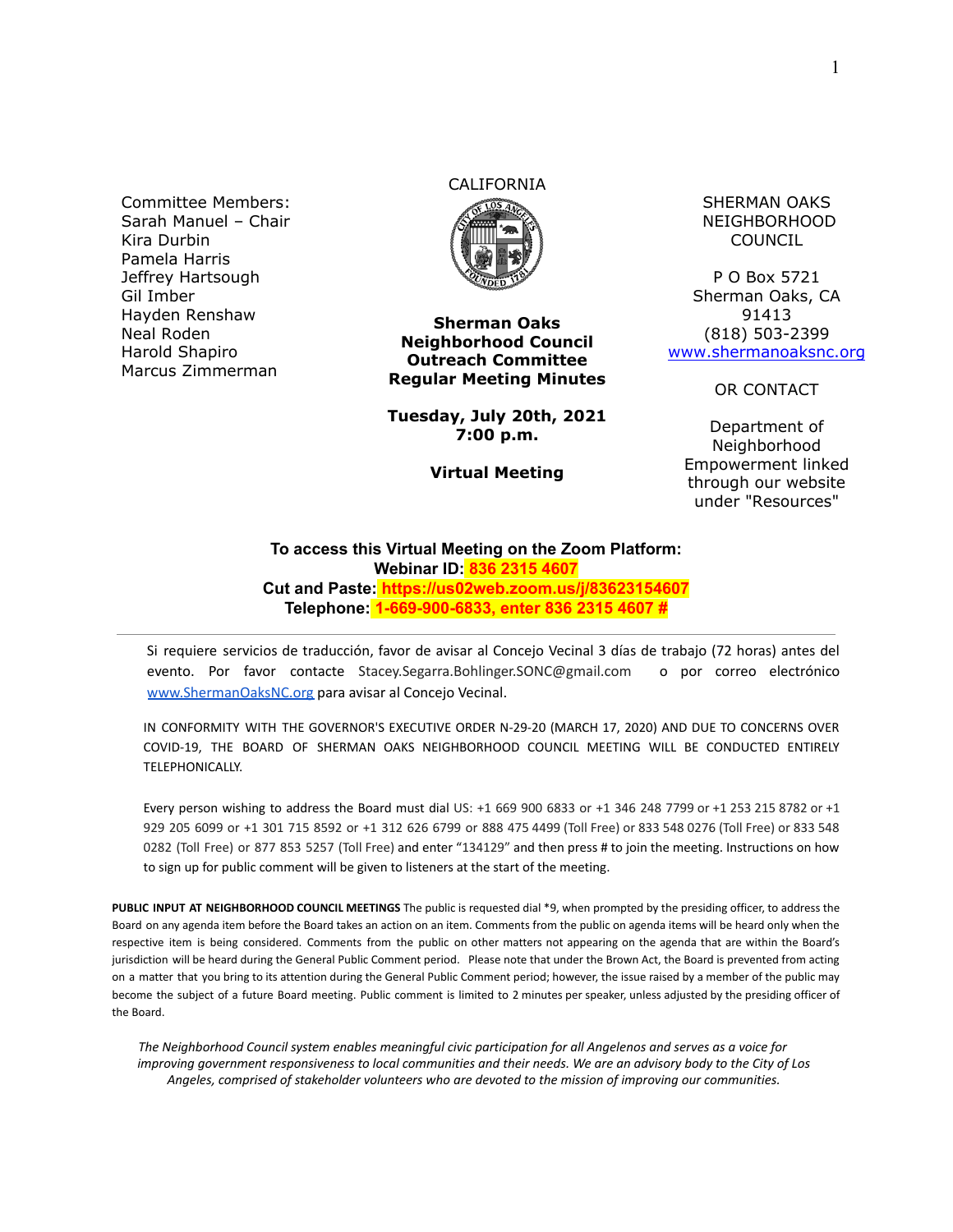Committee Members:
Sarah Manuel – Chair
Kira Durbin
Pamela Harris
Jeffrey Hartsough
Gil Imber
Hayden Renshaw
Neal Roden
Harold Shapiro
Marcus Zimmerman

CALIFORNIA

**Sherman Oaks Neighborhood Council Outreach Committee Regular Meeting Minutes**

**Tuesday, July 20th, 2021**
**7:00 p.m.**

**Virtual Meeting**

SHERMAN OAKS NEIGHBORHOOD COUNCIL

P O Box 5721
Sherman Oaks, CA 91413
(818) 503-2399
www.shermanoaksnc.org

OR CONTACT

Department of Neighborhood Empowerment linked through our website under "Resources"

**To access this Virtual Meeting on the Zoom Platform:**
**Webinar ID: 836 2315 4607**
**Cut and Paste: https://us02web.zoom.us/j/83623154607**
**Telephone: 1-669-900-6833, enter 836 2315 4607 #**

---

Si requiere servicios de traducción, favor de avisar al Concejo Vecinal 3 días de trabajo (72 horas) antes del evento. Por favor contacte Stacey.Segarra.Bohlinger.SONC@gmail.com o por correo electrónico www.ShermanOaksNC.org para avisar al Concejo Vecinal.

IN CONFORMITY WITH THE GOVERNOR'S EXECUTIVE ORDER N-29-20 (MARCH 17, 2020) AND DUE TO CONCERNS OVER COVID-19, THE BOARD OF SHERMAN OAKS NEIGHBORHOOD COUNCIL MEETING WILL BE CONDUCTED ENTIRELY TELEPHONICALLY.

Every person wishing to address the Board must dial US: +1 669 900 6833 or +1 346 248 7799 or +1 253 215 8782 or +1 929 205 6099 or +1 301 715 8592 or +1 312 626 6799 or 888 475 4499 (Toll Free) or 833 548 0276 (Toll Free) or 833 548 0282 (Toll Free) or 877 853 5257 (Toll Free) and enter "134129" and then press # to join the meeting. Instructions on how to sign up for public comment will be given to listeners at the start of the meeting.

**PUBLIC INPUT AT NEIGHBORHOOD COUNCIL MEETINGS** The public is requested dial *9, when prompted by the presiding officer, to address the Board on any agenda item before the Board takes an action on an item. Comments from the public on agenda items will be heard only when the respective item is being considered. Comments from the public on other matters not appearing on the agenda that are within the Board's jurisdiction will be heard during the General Public Comment period. Please note that under the Brown Act, the Board is prevented from acting on a matter that you bring to its attention during the General Public Comment period; however, the issue raised by a member of the public may become the subject of a future Board meeting. Public comment is limited to 2 minutes per speaker, unless adjusted by the presiding officer of the Board.

*The Neighborhood Council system enables meaningful civic participation for all Angelenos and serves as a voice for improving government responsiveness to local communities and their needs. We are an advisory body to the City of Los Angeles, comprised of stakeholder volunteers who are devoted to the mission of improving our communities.*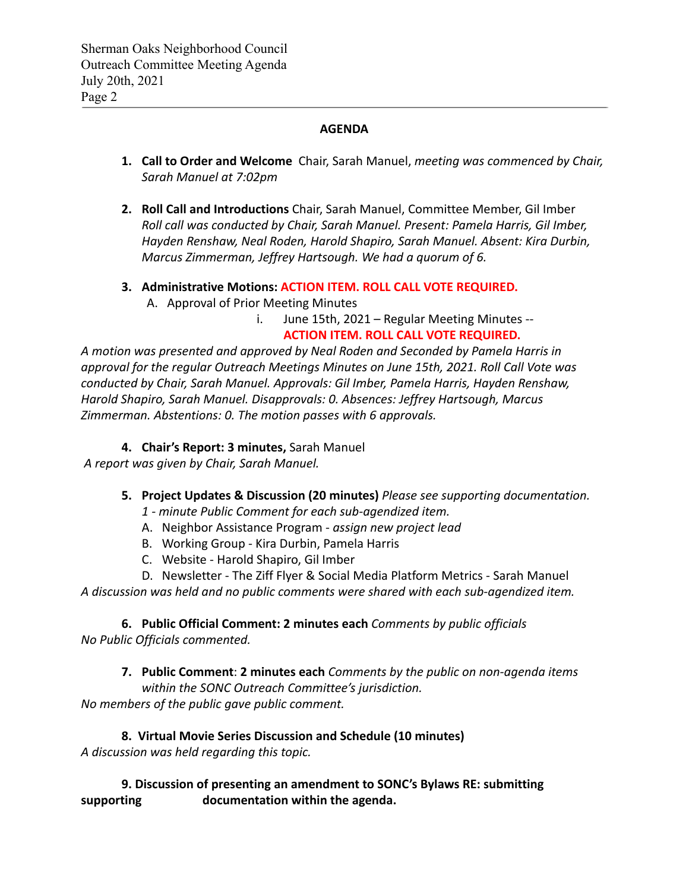## AGENDA

1. **Call to Order and Welcome** Chair, Sarah Manuel, *meeting was commenced by Chair, Sarah Manuel at 7:02pm*

2. **Roll Call and Introductions** Chair, Sarah Manuel, Committee Member, Gil Imber
   *Roll call was conducted by Chair, Sarah Manuel. Present: Pamela Harris, Gil Imber, Hayden Renshaw, Neal Roden, Harold Shapiro, Sarah Manuel. Absent: Kira Durbin, Marcus Zimmerman, Jeffrey Hartsough. We had a quorum of 6.*

3. **Administrative Motions: ACTION ITEM. ROLL CALL VOTE REQUIRED.**
   A. Approval of Prior Meeting Minutes
      i. June 15th, 2021 – Regular Meeting Minutes -- **ACTION ITEM. ROLL CALL VOTE REQUIRED.**

*A motion was presented and approved by Neal Roden and Seconded by Pamela Harris in approval for the regular Outreach Meetings Minutes on June 15th, 2021. Roll Call Vote was conducted by Chair, Sarah Manuel. Approvals: Gil Imber, Pamela Harris, Hayden Renshaw, Harold Shapiro, Sarah Manuel. Disapprovals: 0. Absences: Jeffrey Hartsough, Marcus Zimmerman. Abstentions: 0. The motion passes with 6 approvals.*

4. **Chair's Report: 3 minutes,** Sarah Manuel

*A report was given by Chair, Sarah Manuel.*

5. **Project Updates & Discussion (20 minutes)** *Please see supporting documentation. 1 - minute Public Comment for each sub-agendized item.*
   A. Neighbor Assistance Program - *assign new project lead*
   B. Working Group - Kira Durbin, Pamela Harris
   C. Website - Harold Shapiro, Gil Imber
   D. Newsletter - The Ziff Flyer & Social Media Platform Metrics - Sarah Manuel

*A discussion was held and no public comments were shared with each sub-agendized item.*

6. **Public Official Comment: 2 minutes each** *Comments by public officials*

*No Public Officials commented.*

7. **Public Comment**: **2 minutes each** *Comments by the public on non-agenda items within the SONC Outreach Committee's jurisdiction.*

*No members of the public gave public comment.*

8. **Virtual Movie Series Discussion and Schedule (10 minutes)**

*A discussion was held regarding this topic.*

9. **Discussion of presenting an amendment to SONC's Bylaws RE: submitting supporting documentation within the agenda.**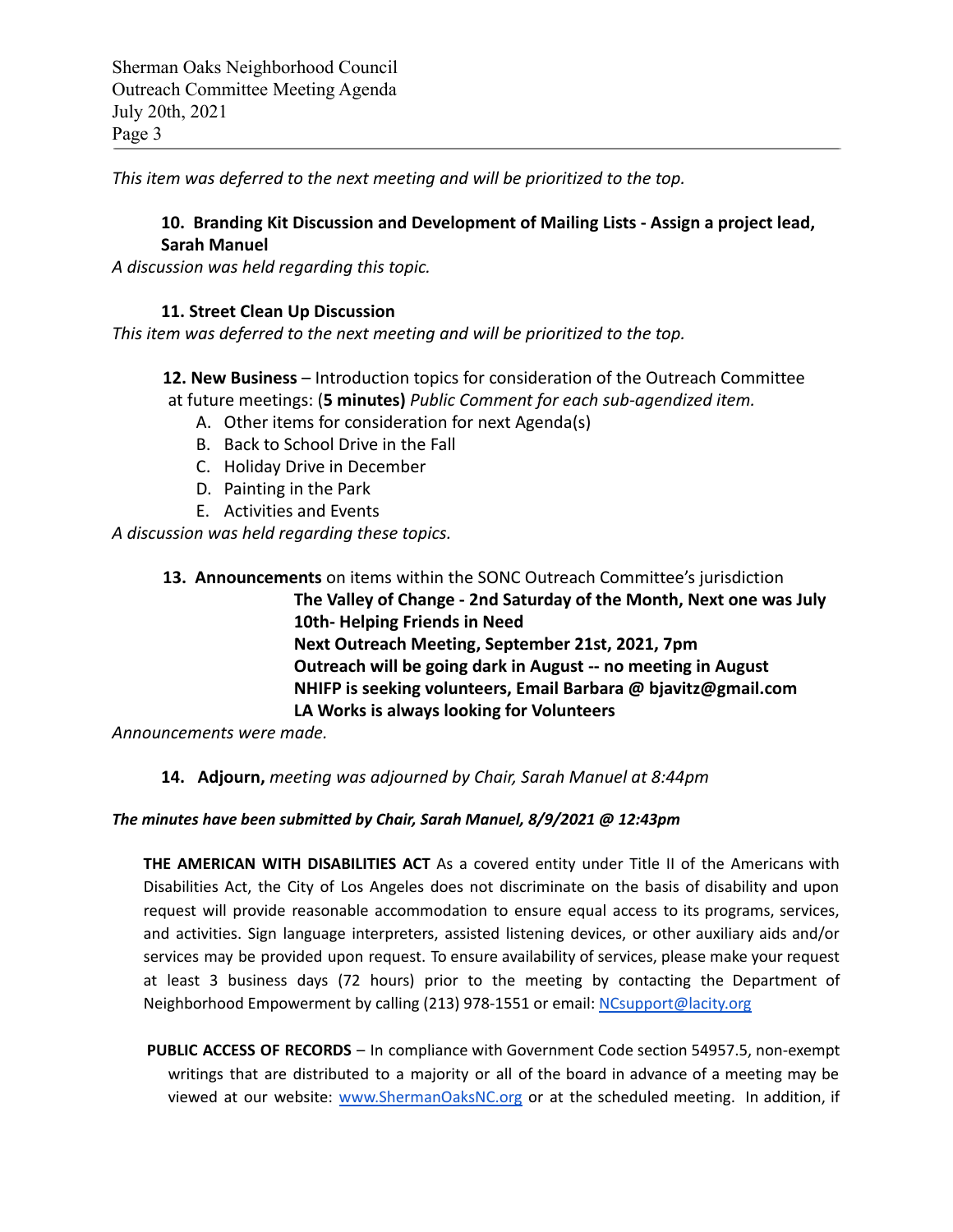*This item was deferred to the next meeting and will be prioritized to the top.*

**10. Branding Kit Discussion and Development of Mailing Lists - Assign a project lead, Sarah Manuel**

*A discussion was held regarding this topic.*

**11. Street Clean Up Discussion**

*This item was deferred to the next meeting and will be prioritized to the top.*

**12. New Business** – Introduction topics for consideration of the Outreach Committee at future meetings: (**5 minutes)** *Public Comment for each sub-agendized item.*

A. Other items for consideration for next Agenda(s)
B. Back to School Drive in the Fall
C. Holiday Drive in December
D. Painting in the Park
E. Activities and Events

*A discussion was held regarding these topics.*

**13. Announcements** on items within the SONC Outreach Committee's jurisdiction

**The Valley of Change - 2nd Saturday of the Month, Next one was July 10th- Helping Friends in Need**
**Next Outreach Meeting, September 21st, 2021, 7pm**
**Outreach will be going dark in August -- no meeting in August**
**NHIFP is seeking volunteers, Email Barbara @ bjavitz@gmail.com**
**LA Works is always looking for Volunteers**

*Announcements were made.*

**14. Adjourn,** *meeting was adjourned by Chair, Sarah Manuel at 8:44pm*

***The minutes have been submitted by Chair, Sarah Manuel, 8/9/2021 @ 12:43pm***

**THE AMERICAN WITH DISABILITIES ACT** As a covered entity under Title II of the Americans with Disabilities Act, the City of Los Angeles does not discriminate on the basis of disability and upon request will provide reasonable accommodation to ensure equal access to its programs, services, and activities. Sign language interpreters, assisted listening devices, or other auxiliary aids and/or services may be provided upon request. To ensure availability of services, please make your request at least 3 business days (72 hours) prior to the meeting by contacting the Department of Neighborhood Empowerment by calling (213) 978-1551 or email: [NCsupport@lacity.org](mailto:NCsupport@lacity.org)

**PUBLIC ACCESS OF RECORDS** – In compliance with Government Code section 54957.5, non-exempt writings that are distributed to a majority or all of the board in advance of a meeting may be viewed at our website: [www.ShermanOaksNC.org](http://www.ShermanOaksNC.org) or at the scheduled meeting. In addition, if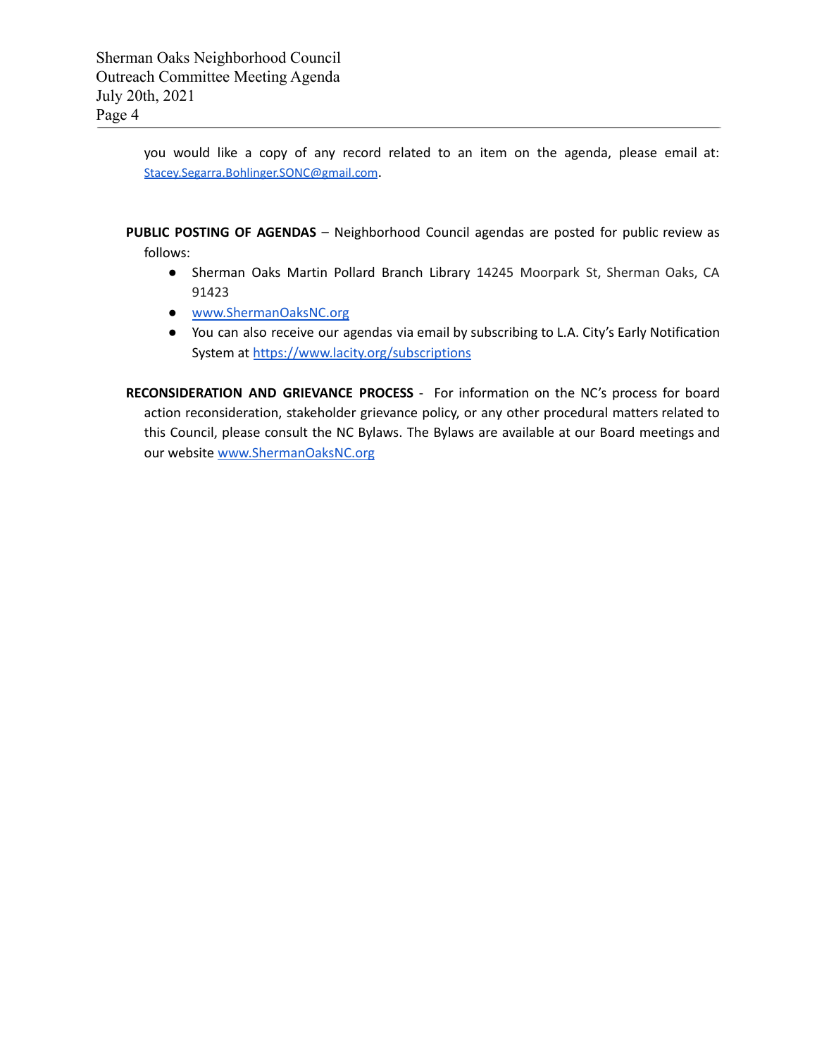you would like a copy of any record related to an item on the agenda, please email at: [Stacey.Segarra.Bohlinger.SONC@gmail.com](mailto:Stacey.Segarra.Bohlinger.SONC@gmail.com).

**PUBLIC POSTING OF AGENDAS** – Neighborhood Council agendas are posted for public review as follows:

- Sherman Oaks Martin Pollard Branch Library 14245 Moorpark St, Sherman Oaks, CA 91423
- [www.ShermanOaksNC.org](http://www.ShermanOaksNC.org)
- You can also receive our agendas via email by subscribing to L.A. City's Early Notification System at [https://www.lacity.org/subscriptions](https://www.lacity.org/subscriptions)

**RECONSIDERATION AND GRIEVANCE PROCESS** - For information on the NC's process for board action reconsideration, stakeholder grievance policy, or any other procedural matters related to this Council, please consult the NC Bylaws. The Bylaws are available at our Board meetings and our website [www.ShermanOaksNC.org](http://www.ShermanOaksNC.org)